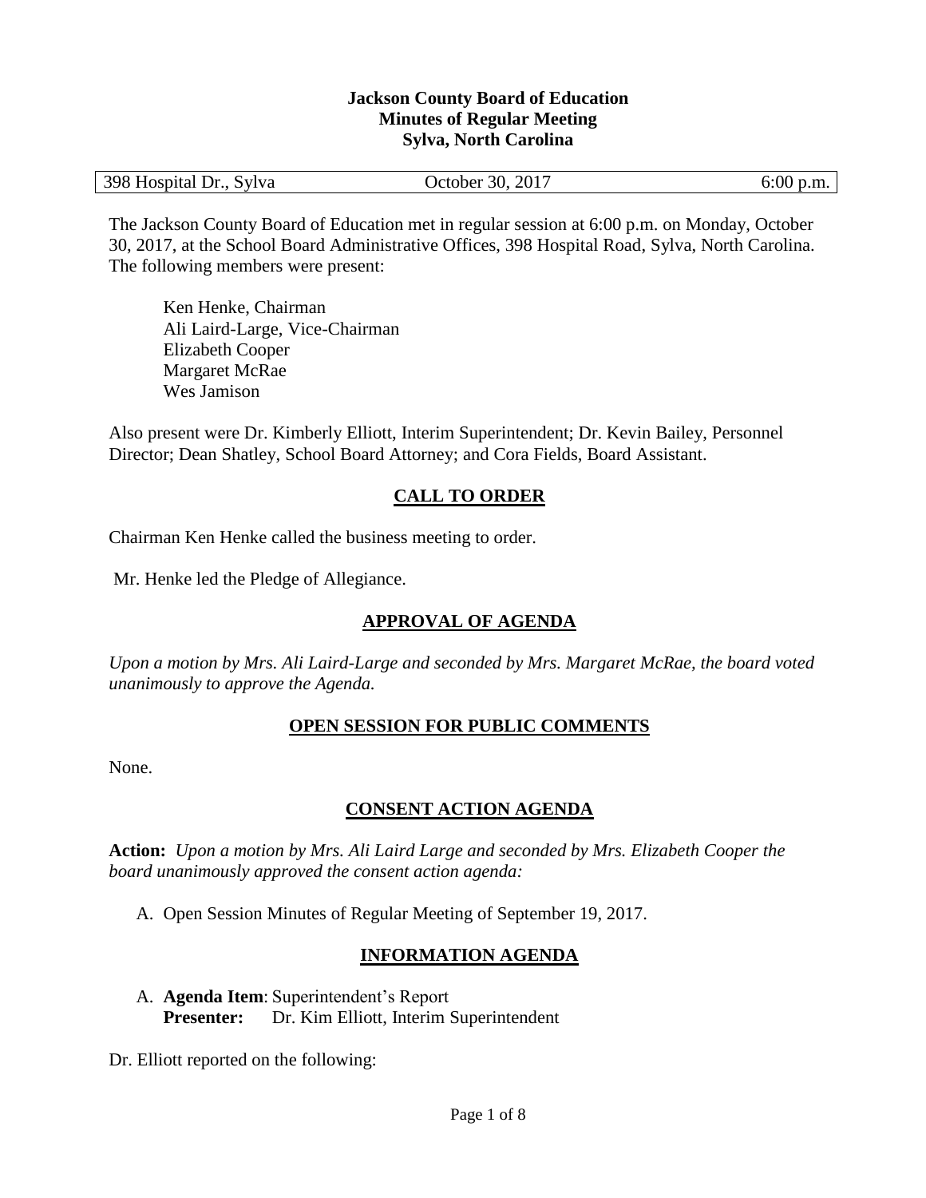**Jackson County Board of Education**
**Minutes of Regular Meeting**
**Sylva, North Carolina**

| 398 Hospital Dr., Sylva | October 30, 2017 | 6:00 p.m. |
|---|---|---|

The Jackson County Board of Education met in regular session at 6:00 p.m. on Monday, October 30, 2017, at the School Board Administrative Offices, 398 Hospital Road, Sylva, North Carolina. The following members were present:

Ken Henke, Chairman
Ali Laird-Large, Vice-Chairman
Elizabeth Cooper
Margaret McRae
Wes Jamison

Also present were Dr. Kimberly Elliott, Interim Superintendent; Dr. Kevin Bailey, Personnel Director; Dean Shatley, School Board Attorney; and Cora Fields, Board Assistant.

## CALL TO ORDER

Chairman Ken Henke called the business meeting to order.

Mr. Henke led the Pledge of Allegiance.

## APPROVAL OF AGENDA

*Upon a motion by Mrs. Ali Laird-Large and seconded by Mrs. Margaret McRae, the board voted unanimously to approve the Agenda.*

## OPEN SESSION FOR PUBLIC COMMENTS

None.

## CONSENT ACTION AGENDA

**Action:** *Upon a motion by Mrs. Ali Laird Large and seconded by Mrs. Elizabeth Cooper the board unanimously approved the consent action agenda:*

A. Open Session Minutes of Regular Meeting of September 19, 2017.

## INFORMATION AGENDA

A. **Agenda Item**: Superintendent's Report
   **Presenter:** Dr. Kim Elliott, Interim Superintendent

Dr. Elliott reported on the following: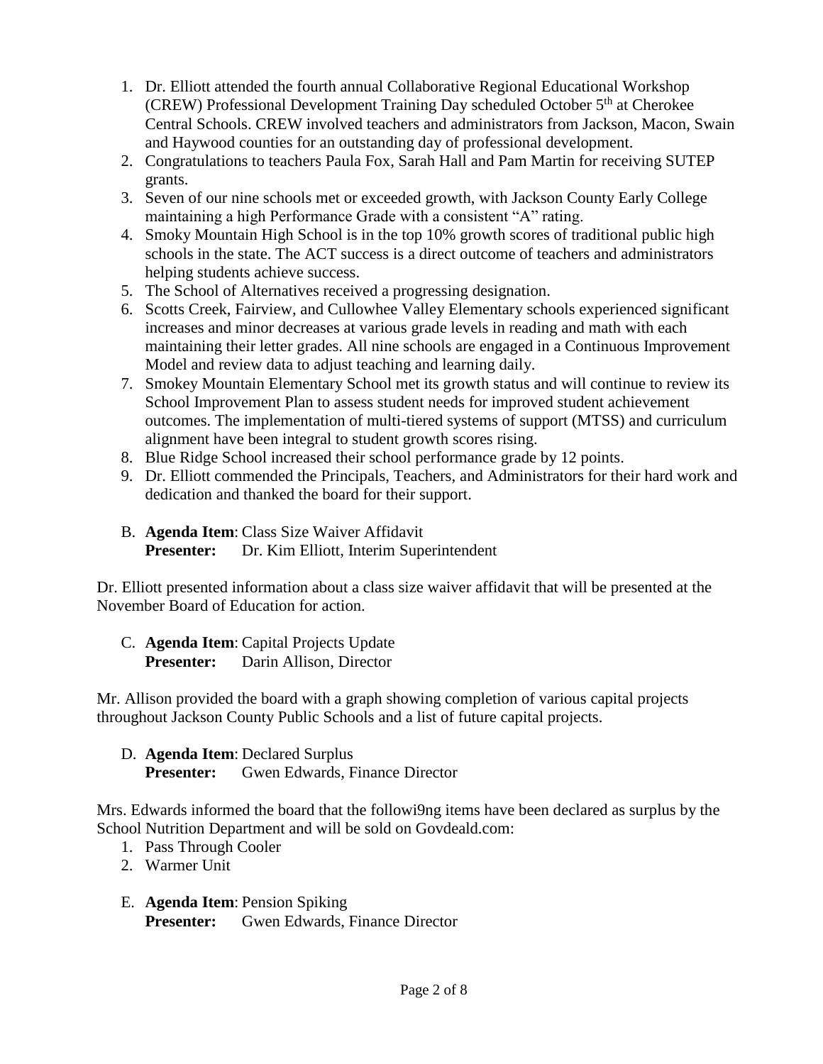1. Dr. Elliott attended the fourth annual Collaborative Regional Educational Workshop (CREW) Professional Development Training Day scheduled October 5th at Cherokee Central Schools. CREW involved teachers and administrators from Jackson, Macon, Swain and Haywood counties for an outstanding day of professional development.
2. Congratulations to teachers Paula Fox, Sarah Hall and Pam Martin for receiving SUTEP grants.
3. Seven of our nine schools met or exceeded growth, with Jackson County Early College maintaining a high Performance Grade with a consistent "A" rating.
4. Smoky Mountain High School is in the top 10% growth scores of traditional public high schools in the state. The ACT success is a direct outcome of teachers and administrators helping students achieve success.
5. The School of Alternatives received a progressing designation.
6. Scotts Creek, Fairview, and Cullowhee Valley Elementary schools experienced significant increases and minor decreases at various grade levels in reading and math with each maintaining their letter grades. All nine schools are engaged in a Continuous Improvement Model and review data to adjust teaching and learning daily.
7. Smokey Mountain Elementary School met its growth status and will continue to review its School Improvement Plan to assess student needs for improved student achievement outcomes. The implementation of multi-tiered systems of support (MTSS) and curriculum alignment have been integral to student growth scores rising.
8. Blue Ridge School increased their school performance grade by 12 points.
9. Dr. Elliott commended the Principals, Teachers, and Administrators for their hard work and dedication and thanked the board for their support.

B. **Agenda Item**: Class Size Waiver Affidavit
**Presenter:** Dr. Kim Elliott, Interim Superintendent

Dr. Elliott presented information about a class size waiver affidavit that will be presented at the November Board of Education for action.

C. **Agenda Item**: Capital Projects Update
**Presenter:** Darin Allison, Director

Mr. Allison provided the board with a graph showing completion of various capital projects throughout Jackson County Public Schools and a list of future capital projects.

D. **Agenda Item**: Declared Surplus
**Presenter:** Gwen Edwards, Finance Director

Mrs. Edwards informed the board that the followi9ng items have been declared as surplus by the School Nutrition Department and will be sold on Govdeald.com:

1. Pass Through Cooler
2. Warmer Unit

E. **Agenda Item**: Pension Spiking
**Presenter:** Gwen Edwards, Finance Director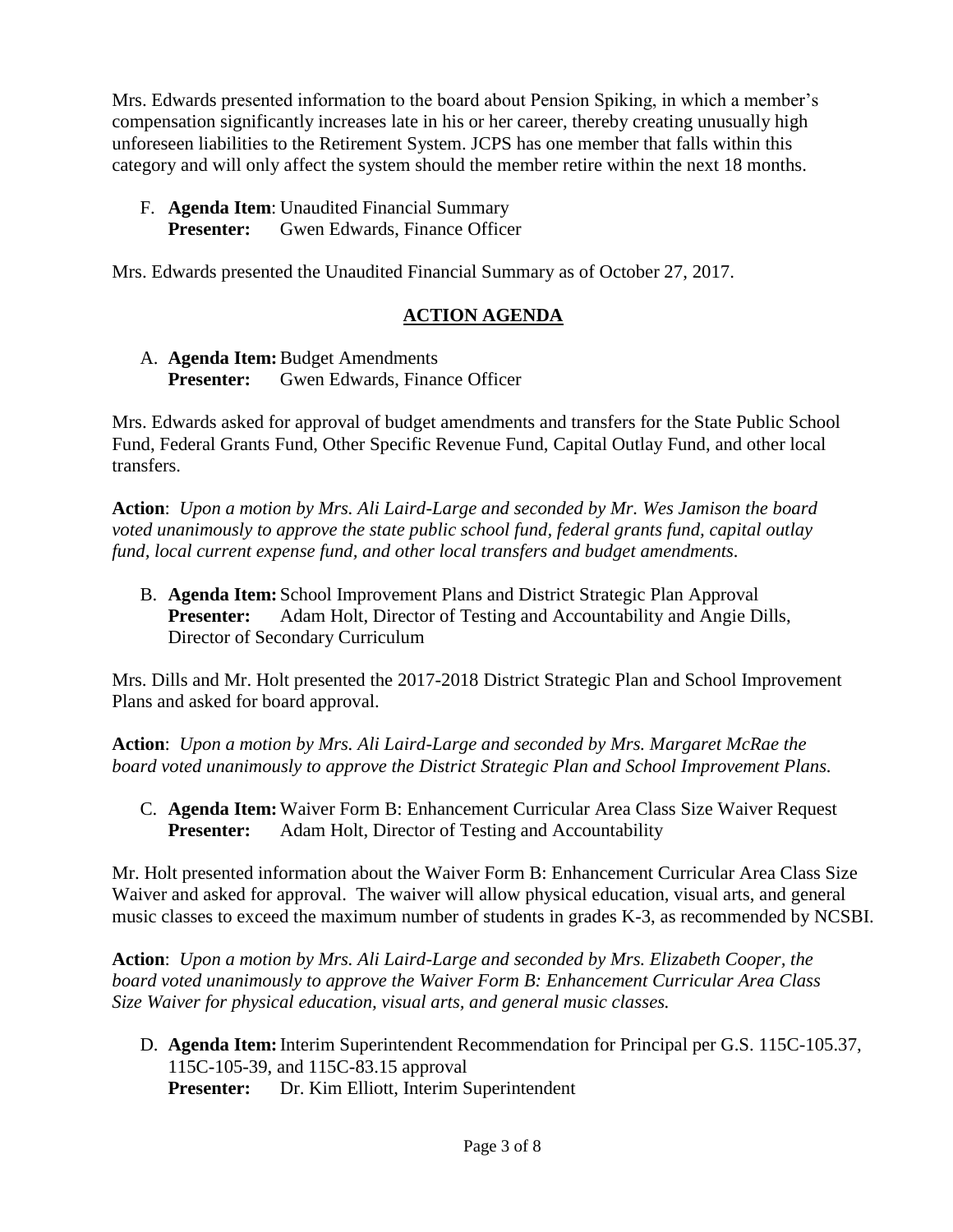Mrs. Edwards presented information to the board about Pension Spiking, in which a member's compensation significantly increases late in his or her career, thereby creating unusually high unforeseen liabilities to the Retirement System. JCPS has one member that falls within this category and will only affect the system should the member retire within the next 18 months.

F. **Agenda Item**: Unaudited Financial Summary
   **Presenter:** Gwen Edwards, Finance Officer

Mrs. Edwards presented the Unaudited Financial Summary as of October 27, 2017.

## ACTION AGENDA

A. **Agenda Item:** Budget Amendments
   **Presenter:** Gwen Edwards, Finance Officer

Mrs. Edwards asked for approval of budget amendments and transfers for the State Public School Fund, Federal Grants Fund, Other Specific Revenue Fund, Capital Outlay Fund, and other local transfers.

**Action**: *Upon a motion by Mrs. Ali Laird-Large and seconded by Mr. Wes Jamison the board voted unanimously to approve the state public school fund, federal grants fund, capital outlay fund, local current expense fund, and other local transfers and budget amendments.*

B. **Agenda Item:** School Improvement Plans and District Strategic Plan Approval
   **Presenter:** Adam Holt, Director of Testing and Accountability and Angie Dills, Director of Secondary Curriculum

Mrs. Dills and Mr. Holt presented the 2017-2018 District Strategic Plan and School Improvement Plans and asked for board approval.

**Action**: *Upon a motion by Mrs. Ali Laird-Large and seconded by Mrs. Margaret McRae the board voted unanimously to approve the District Strategic Plan and School Improvement Plans.*

C. **Agenda Item:** Waiver Form B: Enhancement Curricular Area Class Size Waiver Request
   **Presenter:** Adam Holt, Director of Testing and Accountability

Mr. Holt presented information about the Waiver Form B: Enhancement Curricular Area Class Size Waiver and asked for approval. The waiver will allow physical education, visual arts, and general music classes to exceed the maximum number of students in grades K-3, as recommended by NCSBI.

**Action**: *Upon a motion by Mrs. Ali Laird-Large and seconded by Mrs. Elizabeth Cooper, the board voted unanimously to approve the Waiver Form B: Enhancement Curricular Area Class Size Waiver for physical education, visual arts, and general music classes.*

D. **Agenda Item:** Interim Superintendent Recommendation for Principal per G.S. 115C-105.37, 115C-105-39, and 115C-83.15 approval
   **Presenter:** Dr. Kim Elliott, Interim Superintendent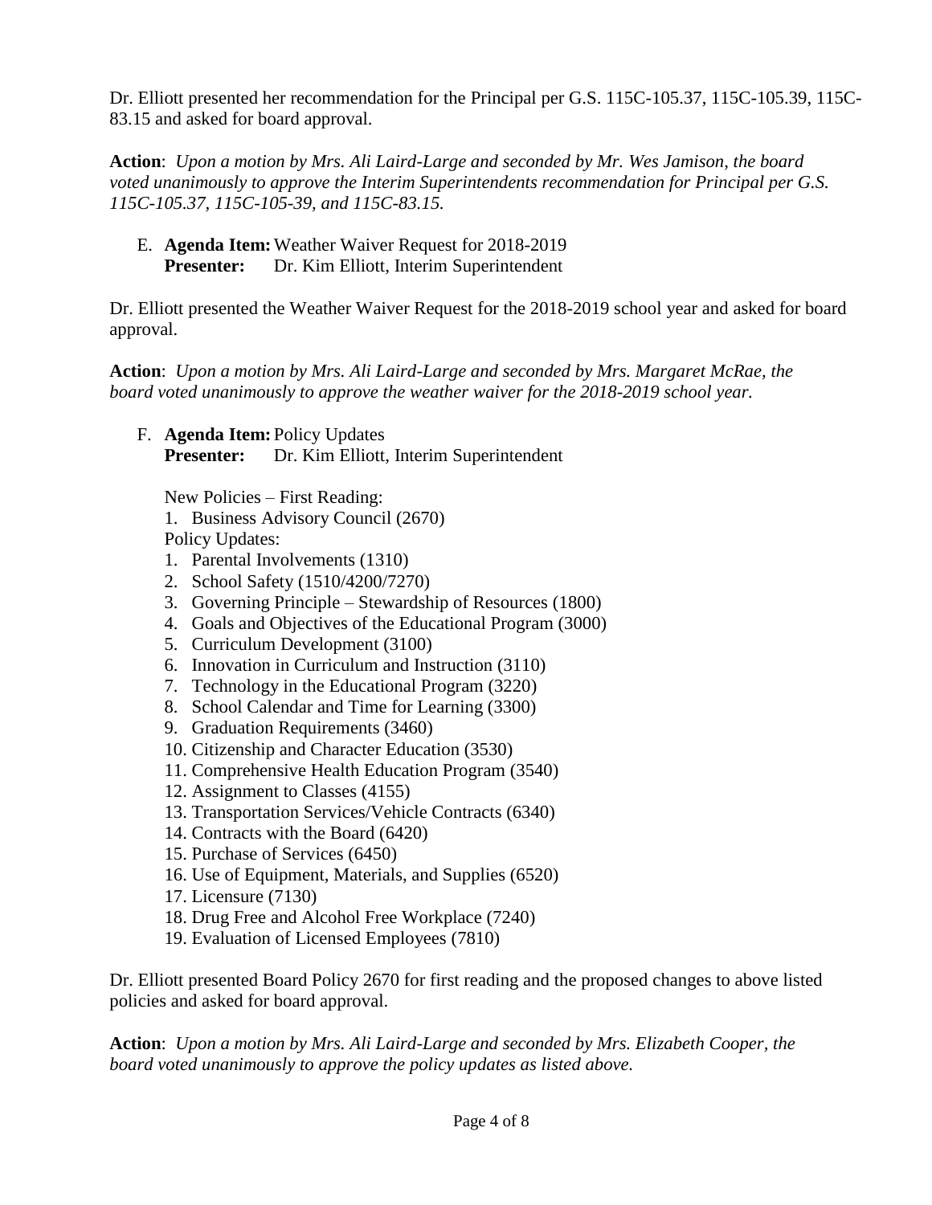Dr. Elliott presented her recommendation for the Principal per G.S. 115C-105.37, 115C-105.39, 115C-83.15 and asked for board approval.

**Action**: *Upon a motion by Mrs. Ali Laird-Large and seconded by Mr. Wes Jamison, the board voted unanimously to approve the Interim Superintendents recommendation for Principal per G.S. 115C-105.37, 115C-105-39, and 115C-83.15.*

E. **Agenda Item:** Weather Waiver Request for 2018-2019
**Presenter:** Dr. Kim Elliott, Interim Superintendent

Dr. Elliott presented the Weather Waiver Request for the 2018-2019 school year and asked for board approval.

**Action**: *Upon a motion by Mrs. Ali Laird-Large and seconded by Mrs. Margaret McRae, the board voted unanimously to approve the weather waiver for the 2018-2019 school year.*

F. **Agenda Item:** Policy Updates
**Presenter:** Dr. Kim Elliott, Interim Superintendent

New Policies – First Reading:
1. Business Advisory Council (2670)

Policy Updates:
1. Parental Involvements (1310)
2. School Safety (1510/4200/7270)
3. Governing Principle – Stewardship of Resources (1800)
4. Goals and Objectives of the Educational Program (3000)
5. Curriculum Development (3100)
6. Innovation in Curriculum and Instruction (3110)
7. Technology in the Educational Program (3220)
8. School Calendar and Time for Learning (3300)
9. Graduation Requirements (3460)
10. Citizenship and Character Education (3530)
11. Comprehensive Health Education Program (3540)
12. Assignment to Classes (4155)
13. Transportation Services/Vehicle Contracts (6340)
14. Contracts with the Board (6420)
15. Purchase of Services (6450)
16. Use of Equipment, Materials, and Supplies (6520)
17. Licensure (7130)
18. Drug Free and Alcohol Free Workplace (7240)
19. Evaluation of Licensed Employees (7810)

Dr. Elliott presented Board Policy 2670 for first reading and the proposed changes to above listed policies and asked for board approval.

**Action**: *Upon a motion by Mrs. Ali Laird-Large and seconded by Mrs. Elizabeth Cooper, the board voted unanimously to approve the policy updates as listed above.*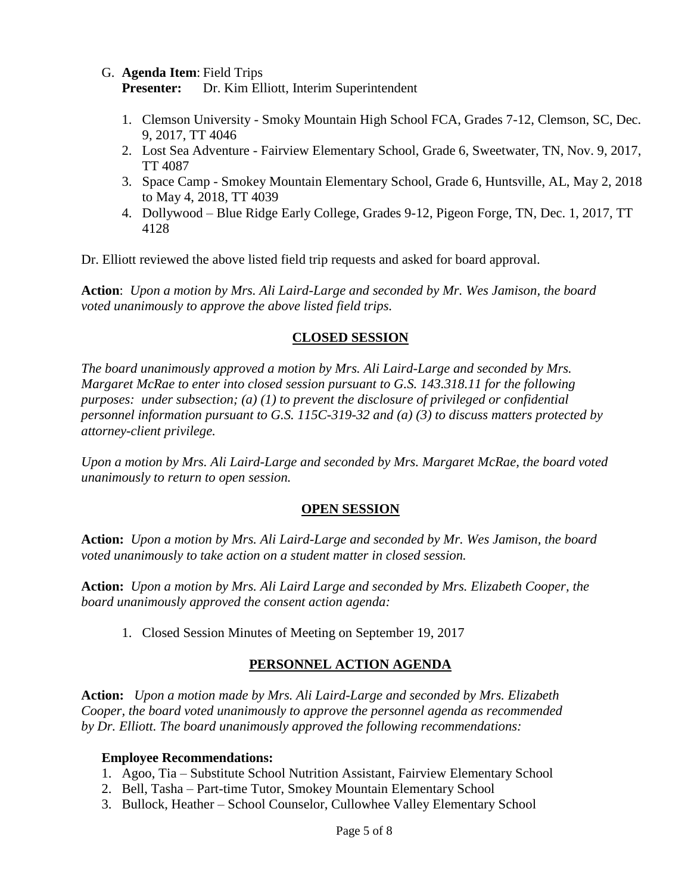G. **Agenda Item**: Field Trips
   **Presenter:** Dr. Kim Elliott, Interim Superintendent

1. Clemson University - Smoky Mountain High School FCA, Grades 7-12, Clemson, SC, Dec. 9, 2017, TT 4046
2. Lost Sea Adventure - Fairview Elementary School, Grade 6, Sweetwater, TN, Nov. 9, 2017, TT 4087
3. Space Camp - Smokey Mountain Elementary School, Grade 6, Huntsville, AL, May 2, 2018 to May 4, 2018, TT 4039
4. Dollywood – Blue Ridge Early College, Grades 9-12, Pigeon Forge, TN, Dec. 1, 2017, TT 4128

Dr. Elliott reviewed the above listed field trip requests and asked for board approval.

**Action**: *Upon a motion by Mrs. Ali Laird-Large and seconded by Mr. Wes Jamison, the board voted unanimously to approve the above listed field trips.*

## CLOSED SESSION

*The board unanimously approved a motion by Mrs. Ali Laird-Large and seconded by Mrs. Margaret McRae to enter into closed session pursuant to G.S. 143.318.11 for the following purposes: under subsection; (a) (1) to prevent the disclosure of privileged or confidential personnel information pursuant to G.S. 115C-319-32 and (a) (3) to discuss matters protected by attorney-client privilege.*

*Upon a motion by Mrs. Ali Laird-Large and seconded by Mrs. Margaret McRae, the board voted unanimously to return to open session.*

## OPEN SESSION

**Action:** *Upon a motion by Mrs. Ali Laird-Large and seconded by Mr. Wes Jamison, the board voted unanimously to take action on a student matter in closed session.*

**Action:** *Upon a motion by Mrs. Ali Laird Large and seconded by Mrs. Elizabeth Cooper, the board unanimously approved the consent action agenda:*

1. Closed Session Minutes of Meeting on September 19, 2017

## PERSONNEL ACTION AGENDA

**Action:** *Upon a motion made by Mrs. Ali Laird-Large and seconded by Mrs. Elizabeth Cooper, the board voted unanimously to approve the personnel agenda as recommended by Dr. Elliott. The board unanimously approved the following recommendations:*

**Employee Recommendations:**

1. Agoo, Tia – Substitute School Nutrition Assistant, Fairview Elementary School
2. Bell, Tasha – Part-time Tutor, Smokey Mountain Elementary School
3. Bullock, Heather – School Counselor, Cullowhee Valley Elementary School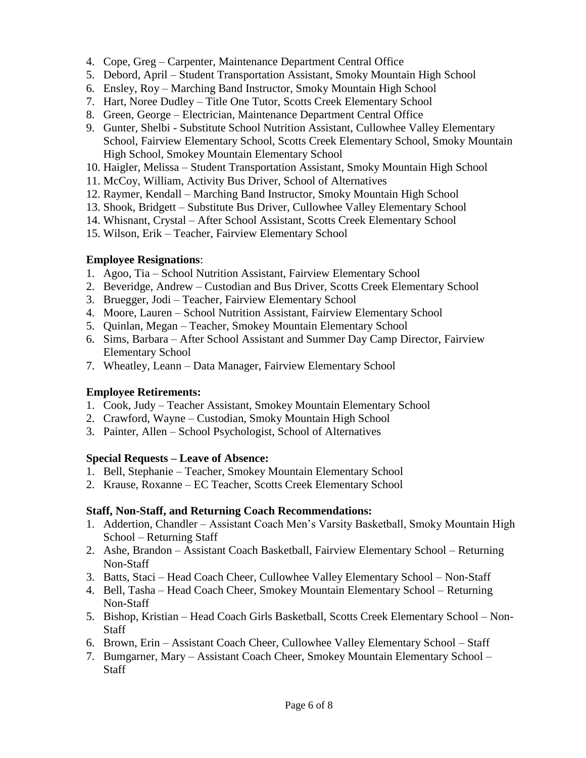4. Cope, Greg – Carpenter, Maintenance Department Central Office
5. Debord, April – Student Transportation Assistant, Smoky Mountain High School
6. Ensley, Roy – Marching Band Instructor, Smoky Mountain High School
7. Hart, Noree Dudley – Title One Tutor, Scotts Creek Elementary School
8. Green, George – Electrician, Maintenance Department Central Office
9. Gunter, Shelbi - Substitute School Nutrition Assistant, Cullowhee Valley Elementary School, Fairview Elementary School, Scotts Creek Elementary School, Smoky Mountain High School, Smokey Mountain Elementary School
10. Haigler, Melissa – Student Transportation Assistant, Smoky Mountain High School
11. McCoy, William, Activity Bus Driver, School of Alternatives
12. Raymer, Kendall – Marching Band Instructor, Smoky Mountain High School
13. Shook, Bridgett – Substitute Bus Driver, Cullowhee Valley Elementary School
14. Whisnant, Crystal – After School Assistant, Scotts Creek Elementary School
15. Wilson, Erik – Teacher, Fairview Elementary School

**Employee Resignations**:

1. Agoo, Tia – School Nutrition Assistant, Fairview Elementary School
2. Beveridge, Andrew – Custodian and Bus Driver, Scotts Creek Elementary School
3. Bruegger, Jodi – Teacher, Fairview Elementary School
4. Moore, Lauren – School Nutrition Assistant, Fairview Elementary School
5. Quinlan, Megan – Teacher, Smokey Mountain Elementary School
6. Sims, Barbara – After School Assistant and Summer Day Camp Director, Fairview Elementary School
7. Wheatley, Leann – Data Manager, Fairview Elementary School

**Employee Retirements:**

1. Cook, Judy – Teacher Assistant, Smokey Mountain Elementary School
2. Crawford, Wayne – Custodian, Smoky Mountain High School
3. Painter, Allen – School Psychologist, School of Alternatives

**Special Requests – Leave of Absence:**

1. Bell, Stephanie – Teacher, Smokey Mountain Elementary School
2. Krause, Roxanne – EC Teacher, Scotts Creek Elementary School

**Staff, Non-Staff, and Returning Coach Recommendations:**

1. Addertion, Chandler – Assistant Coach Men's Varsity Basketball, Smoky Mountain High School – Returning Staff
2. Ashe, Brandon – Assistant Coach Basketball, Fairview Elementary School – Returning Non-Staff
3. Batts, Staci – Head Coach Cheer, Cullowhee Valley Elementary School – Non-Staff
4. Bell, Tasha – Head Coach Cheer, Smokey Mountain Elementary School – Returning Non-Staff
5. Bishop, Kristian – Head Coach Girls Basketball, Scotts Creek Elementary School – Non-Staff
6. Brown, Erin – Assistant Coach Cheer, Cullowhee Valley Elementary School – Staff
7. Bumgarner, Mary – Assistant Coach Cheer, Smokey Mountain Elementary School – Staff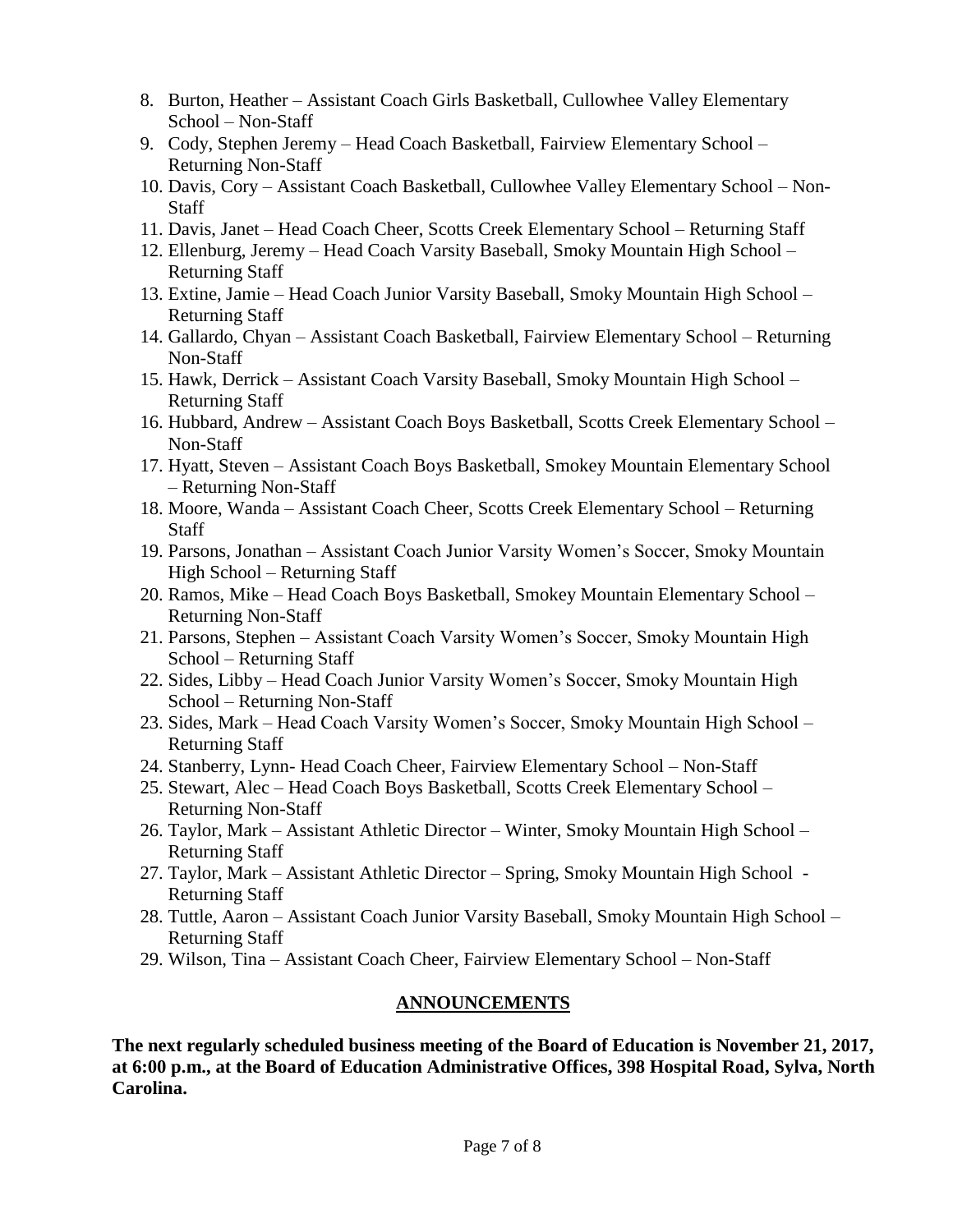8. Burton, Heather – Assistant Coach Girls Basketball, Cullowhee Valley Elementary School – Non-Staff
9. Cody, Stephen Jeremy – Head Coach Basketball, Fairview Elementary School – Returning Non-Staff
10. Davis, Cory – Assistant Coach Basketball, Cullowhee Valley Elementary School – Non-Staff
11. Davis, Janet – Head Coach Cheer, Scotts Creek Elementary School – Returning Staff
12. Ellenburg, Jeremy – Head Coach Varsity Baseball, Smoky Mountain High School – Returning Staff
13. Extine, Jamie – Head Coach Junior Varsity Baseball, Smoky Mountain High School – Returning Staff
14. Gallardo, Chyan – Assistant Coach Basketball, Fairview Elementary School – Returning Non-Staff
15. Hawk, Derrick – Assistant Coach Varsity Baseball, Smoky Mountain High School – Returning Staff
16. Hubbard, Andrew – Assistant Coach Boys Basketball, Scotts Creek Elementary School – Non-Staff
17. Hyatt, Steven – Assistant Coach Boys Basketball, Smokey Mountain Elementary School – Returning Non-Staff
18. Moore, Wanda – Assistant Coach Cheer, Scotts Creek Elementary School – Returning Staff
19. Parsons, Jonathan – Assistant Coach Junior Varsity Women's Soccer, Smoky Mountain High School – Returning Staff
20. Ramos, Mike – Head Coach Boys Basketball, Smokey Mountain Elementary School – Returning Non-Staff
21. Parsons, Stephen – Assistant Coach Varsity Women's Soccer, Smoky Mountain High School – Returning Staff
22. Sides, Libby – Head Coach Junior Varsity Women's Soccer, Smoky Mountain High School – Returning Non-Staff
23. Sides, Mark – Head Coach Varsity Women's Soccer, Smoky Mountain High School – Returning Staff
24. Stanberry, Lynn- Head Coach Cheer, Fairview Elementary School – Non-Staff
25. Stewart, Alec – Head Coach Boys Basketball, Scotts Creek Elementary School – Returning Non-Staff
26. Taylor, Mark – Assistant Athletic Director – Winter, Smoky Mountain High School – Returning Staff
27. Taylor, Mark – Assistant Athletic Director – Spring, Smoky Mountain High School - Returning Staff
28. Tuttle, Aaron – Assistant Coach Junior Varsity Baseball, Smoky Mountain High School – Returning Staff
29. Wilson, Tina – Assistant Coach Cheer, Fairview Elementary School – Non-Staff

## ANNOUNCEMENTS

**The next regularly scheduled business meeting of the Board of Education is November 21, 2017, at 6:00 p.m., at the Board of Education Administrative Offices, 398 Hospital Road, Sylva, North Carolina.**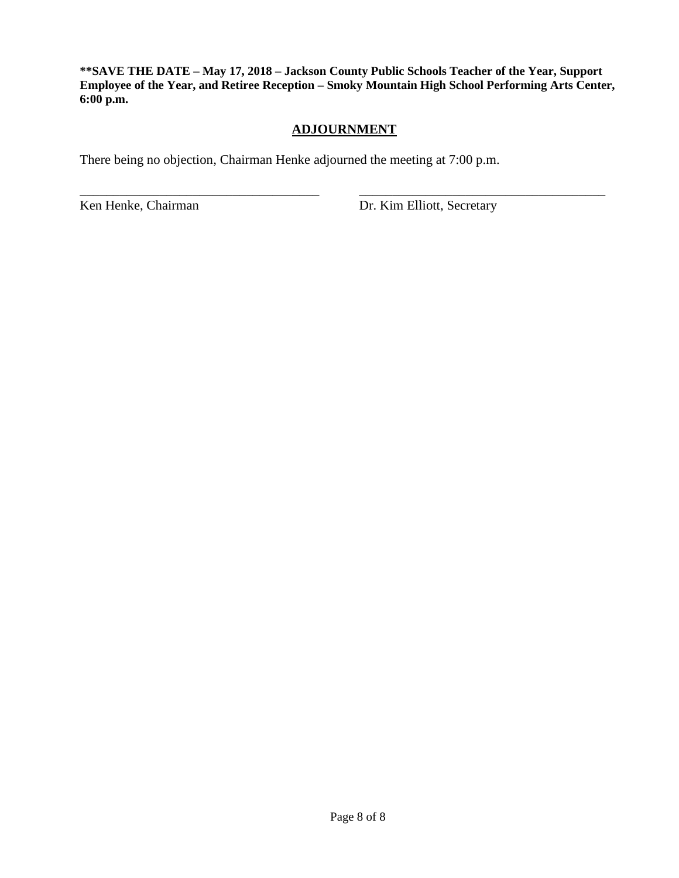**\*\*SAVE THE DATE – May 17, 2018 – Jackson County Public Schools Teacher of the Year, Support Employee of the Year, and Retiree Reception – Smoky Mountain High School Performing Arts Center, 6:00 p.m.**

## ADJOURNMENT

There being no objection, Chairman Henke adjourned the meeting at 7:00 p.m.

| | |
|---|---|
| \_\_\_\_\_\_\_\_\_\_\_\_\_\_\_\_\_\_\_\_\_\_\_\_\_\_\_\_\_\_\_\_\_\_\_\_\_\_ | \_\_\_\_\_\_\_\_\_\_\_\_\_\_\_\_\_\_\_\_\_\_\_\_\_\_\_\_\_\_\_\_\_\_\_\_\_\_ |
| Ken Henke, Chairman | Dr. Kim Elliott, Secretary |